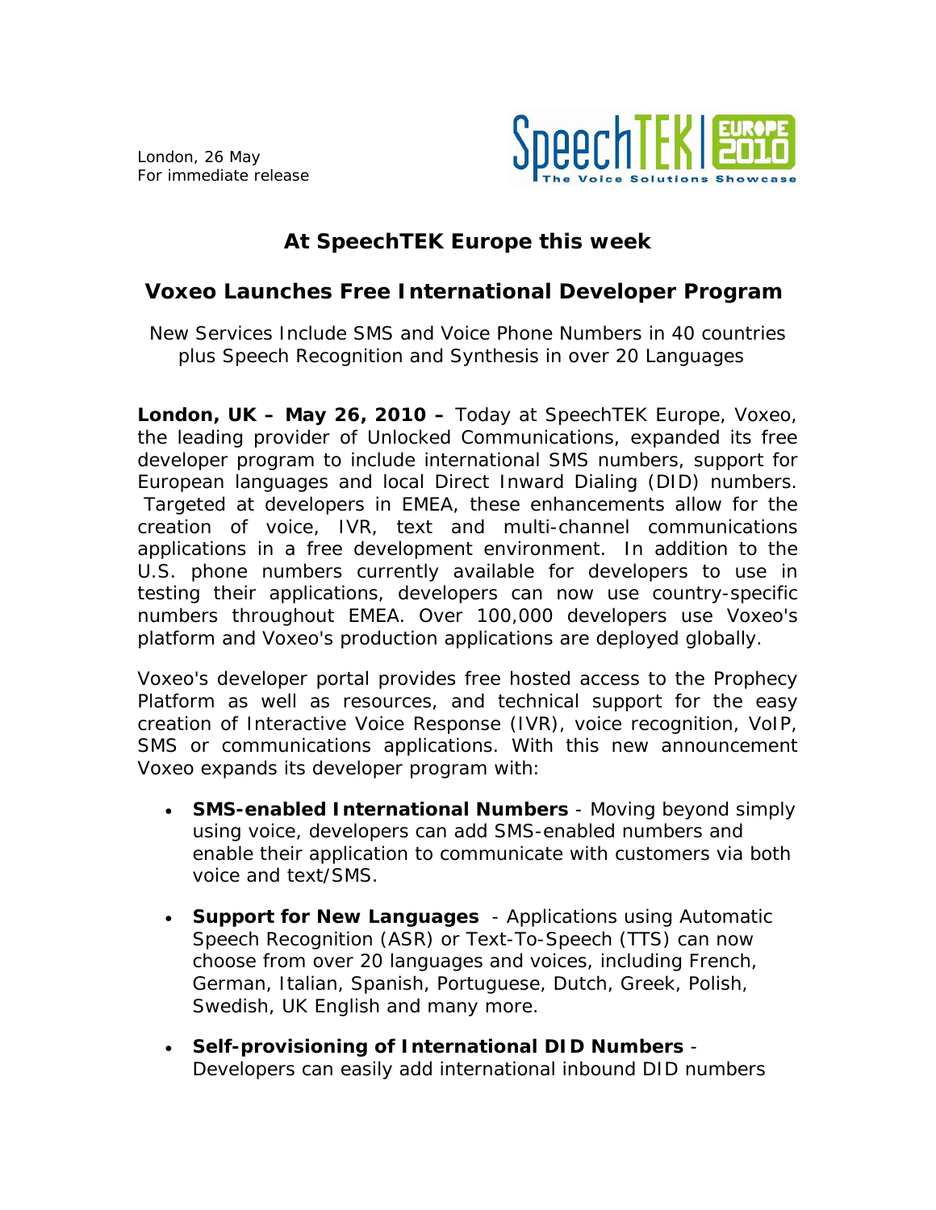London, 26 May
For immediate release

SpeechTEK Europe 2010 — The Voice Solutions Showcase

## At SpeechTEK Europe this week

# Voxeo Launches Free International Developer Program

New Services Include SMS and Voice Phone Numbers in 40 countries plus Speech Recognition and Synthesis in over 20 Languages

**London, UK – May 26, 2010 –** Today at SpeechTEK Europe, Voxeo, the leading provider of Unlocked Communications, expanded its free developer program to include international SMS numbers, support for European languages and local Direct Inward Dialing (DID) numbers. Targeted at developers in EMEA, these enhancements allow for the creation of voice, IVR, text and multi-channel communications applications in a free development environment. In addition to the U.S. phone numbers currently available for developers to use in testing their applications, developers can now use country-specific numbers throughout EMEA. Over 100,000 developers use Voxeo's platform and Voxeo's production applications are deployed globally.

Voxeo's developer portal provides free hosted access to the Prophecy Platform as well as resources, and technical support for the easy creation of Interactive Voice Response (IVR), voice recognition, VoIP, SMS or communications applications. With this new announcement Voxeo expands its developer program with:

- **SMS-enabled International Numbers** - Moving beyond simply using voice, developers can add SMS-enabled numbers and enable their application to communicate with customers via both voice and text/SMS.
- **Support for New Languages** - Applications using Automatic Speech Recognition (ASR) or Text-To-Speech (TTS) can now choose from over 20 languages and voices, including French, German, Italian, Spanish, Portuguese, Dutch, Greek, Polish, Swedish, UK English and many more.
- **Self-provisioning of International DID Numbers** - Developers can easily add international inbound DID numbers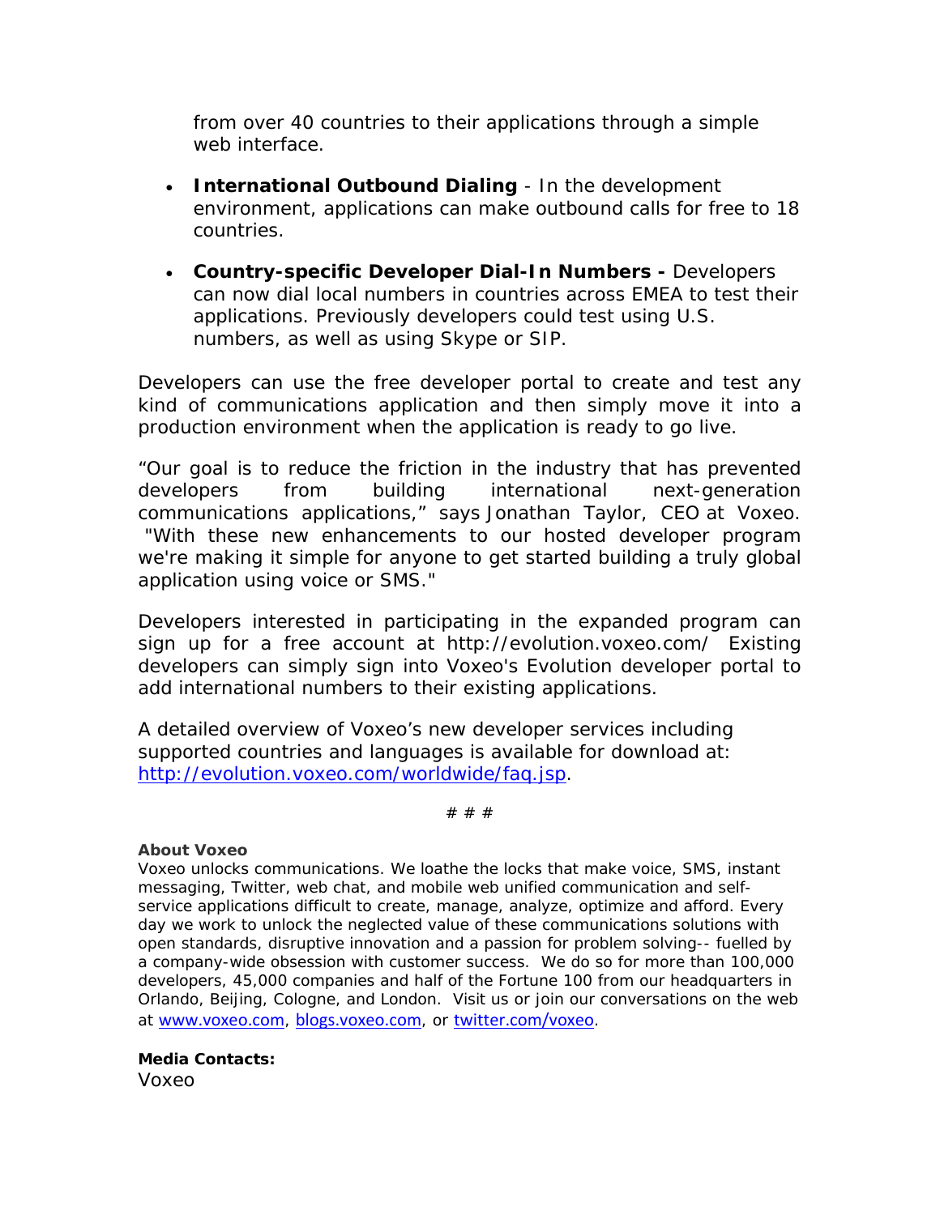from over 40 countries to their applications through a simple web interface.

- **International Outbound Dialing** - In the development environment, applications can make outbound calls for free to 18 countries.

- **Country-specific Developer Dial-In Numbers -** Developers can now dial local numbers in countries across EMEA to test their applications. Previously developers could test using U.S. numbers, as well as using Skype or SIP.

Developers can use the free developer portal to create and test any kind of communications application and then simply move it into a production environment when the application is ready to go live.

“Our goal is to reduce the friction in the industry that has prevented developers from building international next-generation communications applications,” says Jonathan Taylor, CEO at Voxeo. "With these new enhancements to our hosted developer program we're making it simple for anyone to get started building a truly global application using voice or SMS."

Developers interested in participating in the expanded program can sign up for a free account at http://evolution.voxeo.com/ Existing developers can simply sign into Voxeo's Evolution developer portal to add international numbers to their existing applications.

A detailed overview of Voxeo’s new developer services including supported countries and languages is available for download at: [http://evolution.voxeo.com/worldwide/faq.jsp](http://evolution.voxeo.com/worldwide/faq.jsp).

# # #

**About Voxeo**

Voxeo unlocks communications. We loathe the locks that make voice, SMS, instant messaging, Twitter, web chat, and mobile web unified communication and self-service applications difficult to create, manage, analyze, optimize and afford. Every day we work to unlock the neglected value of these communications solutions with open standards, disruptive innovation and a passion for problem solving-- fuelled by a company-wide obsession with customer success. We do so for more than 100,000 developers, 45,000 companies and half of the Fortune 100 from our headquarters in Orlando, Beijing, Cologne, and London. Visit us or join our conversations on the web at [www.voxeo.com](http://www.voxeo.com), [blogs.voxeo.com](http://blogs.voxeo.com), or [twitter.com/voxeo](http://twitter.com/voxeo).

**Media Contacts:**

Voxeo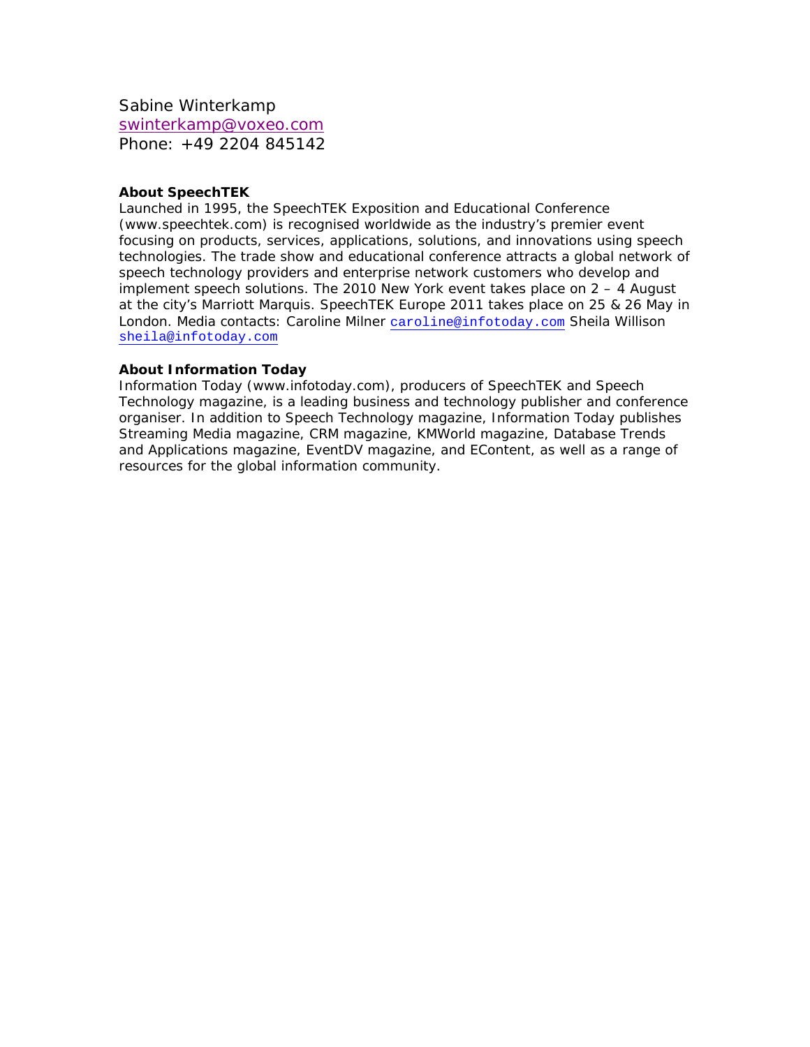Sabine Winterkamp  
swinterkamp@voxeo.com  
Phone: +49 2204 845142

**About SpeechTEK**

Launched in 1995, the SpeechTEK Exposition and Educational Conference (www.speechtek.com) is recognised worldwide as the industry's premier event focusing on products, services, applications, solutions, and innovations using speech technologies. The trade show and educational conference attracts a global network of speech technology providers and enterprise network customers who develop and implement speech solutions. The 2010 New York event takes place on 2 – 4 August at the city's Marriott Marquis. SpeechTEK Europe 2011 takes place on 25 & 26 May in London. Media contacts: Caroline Milner caroline@infotoday.com Sheila Willison sheila@infotoday.com

**About Information Today**

Information Today (www.infotoday.com), producers of SpeechTEK and Speech Technology magazine, is a leading business and technology publisher and conference organiser. In addition to Speech Technology magazine, Information Today publishes Streaming Media magazine, CRM magazine, KMWorld magazine, Database Trends and Applications magazine, EventDV magazine, and EContent, as well as a range of resources for the global information community.